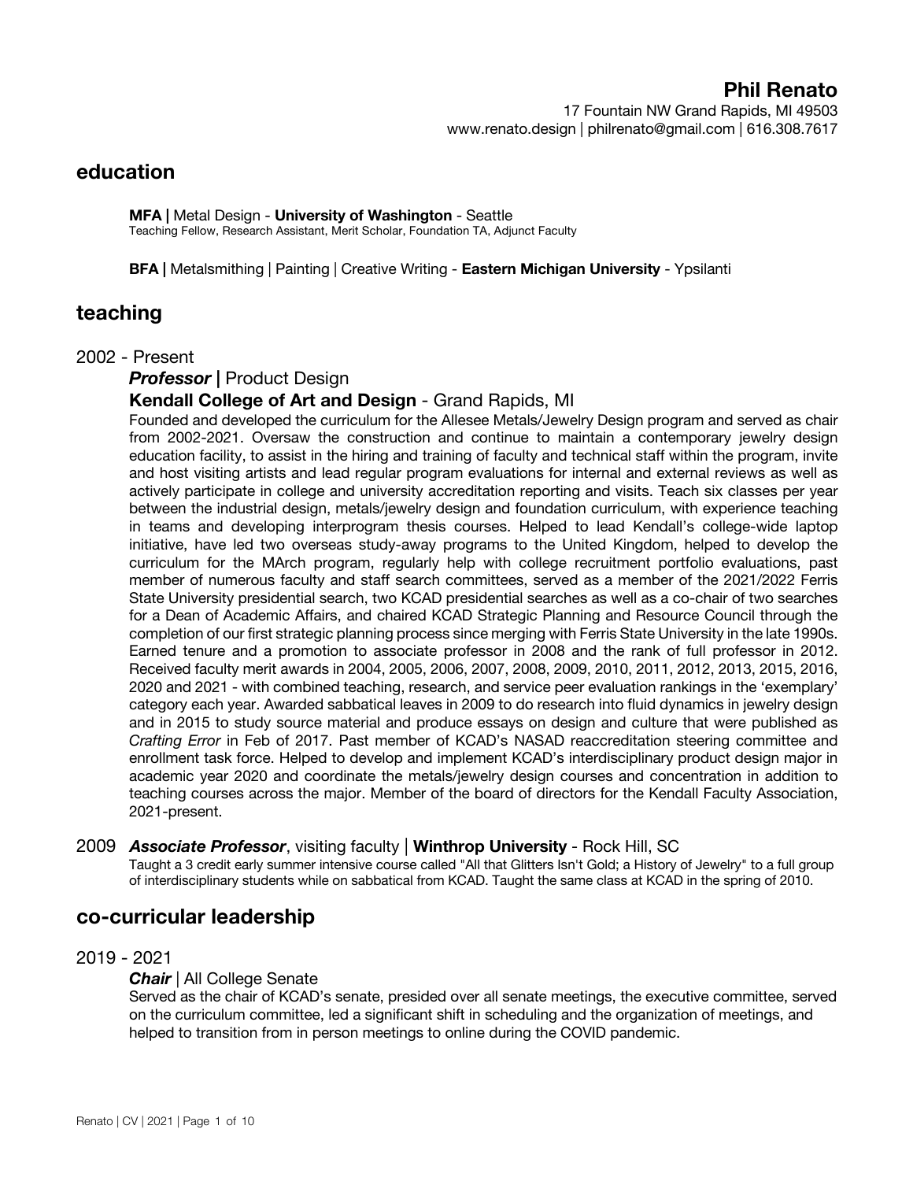# Phil Renato

17 Fountain NW Grand Rapids, MI 49503
www.renato.design | philrenato@gmail.com | 616.308.7617

## education

**MFA |** Metal Design - **University of Washington** - Seattle
Teaching Fellow, Research Assistant, Merit Scholar, Foundation TA, Adjunct Faculty

**BFA |** Metalsmithing | Painting | Creative Writing - **Eastern Michigan University** - Ypsilanti

## teaching

2002 - Present

***Professor* |** Product Design

**Kendall College of Art and Design** - Grand Rapids, MI

Founded and developed the curriculum for the Allesee Metals/Jewelry Design program and served as chair from 2002-2021. Oversaw the construction and continue to maintain a contemporary jewelry design education facility, to assist in the hiring and training of faculty and technical staff within the program, invite and host visiting artists and lead regular program evaluations for internal and external reviews as well as actively participate in college and university accreditation reporting and visits. Teach six classes per year between the industrial design, metals/jewelry design and foundation curriculum, with experience teaching in teams and developing interprogram thesis courses. Helped to lead Kendall's college-wide laptop initiative, have led two overseas study-away programs to the United Kingdom, helped to develop the curriculum for the MArch program, regularly help with college recruitment portfolio evaluations, past member of numerous faculty and staff search committees, served as a member of the 2021/2022 Ferris State University presidential search, two KCAD presidential searches as well as a co-chair of two searches for a Dean of Academic Affairs, and chaired KCAD Strategic Planning and Resource Council through the completion of our first strategic planning process since merging with Ferris State University in the late 1990s. Earned tenure and a promotion to associate professor in 2008 and the rank of full professor in 2012. Received faculty merit awards in 2004, 2005, 2006, 2007, 2008, 2009, 2010, 2011, 2012, 2013, 2015, 2016, 2020 and 2021 - with combined teaching, research, and service peer evaluation rankings in the 'exemplary' category each year. Awarded sabbatical leaves in 2009 to do research into fluid dynamics in jewelry design and in 2015 to study source material and produce essays on design and culture that were published as *Crafting Error* in Feb of 2017. Past member of KCAD's NASAD reaccreditation steering committee and enrollment task force. Helped to develop and implement KCAD's interdisciplinary product design major in academic year 2020 and coordinate the metals/jewelry design courses and concentration in addition to teaching courses across the major. Member of the board of directors for the Kendall Faculty Association, 2021-present.

2009 ***Associate Professor***, visiting faculty | **Winthrop University** - Rock Hill, SC

Taught a 3 credit early summer intensive course called "All that Glitters Isn't Gold; a History of Jewelry" to a full group of interdisciplinary students while on sabbatical from KCAD. Taught the same class at KCAD in the spring of 2010.

## co-curricular leadership

2019 - 2021

***Chair*** | All College Senate

Served as the chair of KCAD's senate, presided over all senate meetings, the executive committee, served on the curriculum committee, led a significant shift in scheduling and the organization of meetings, and helped to transition from in person meetings to online during the COVID pandemic.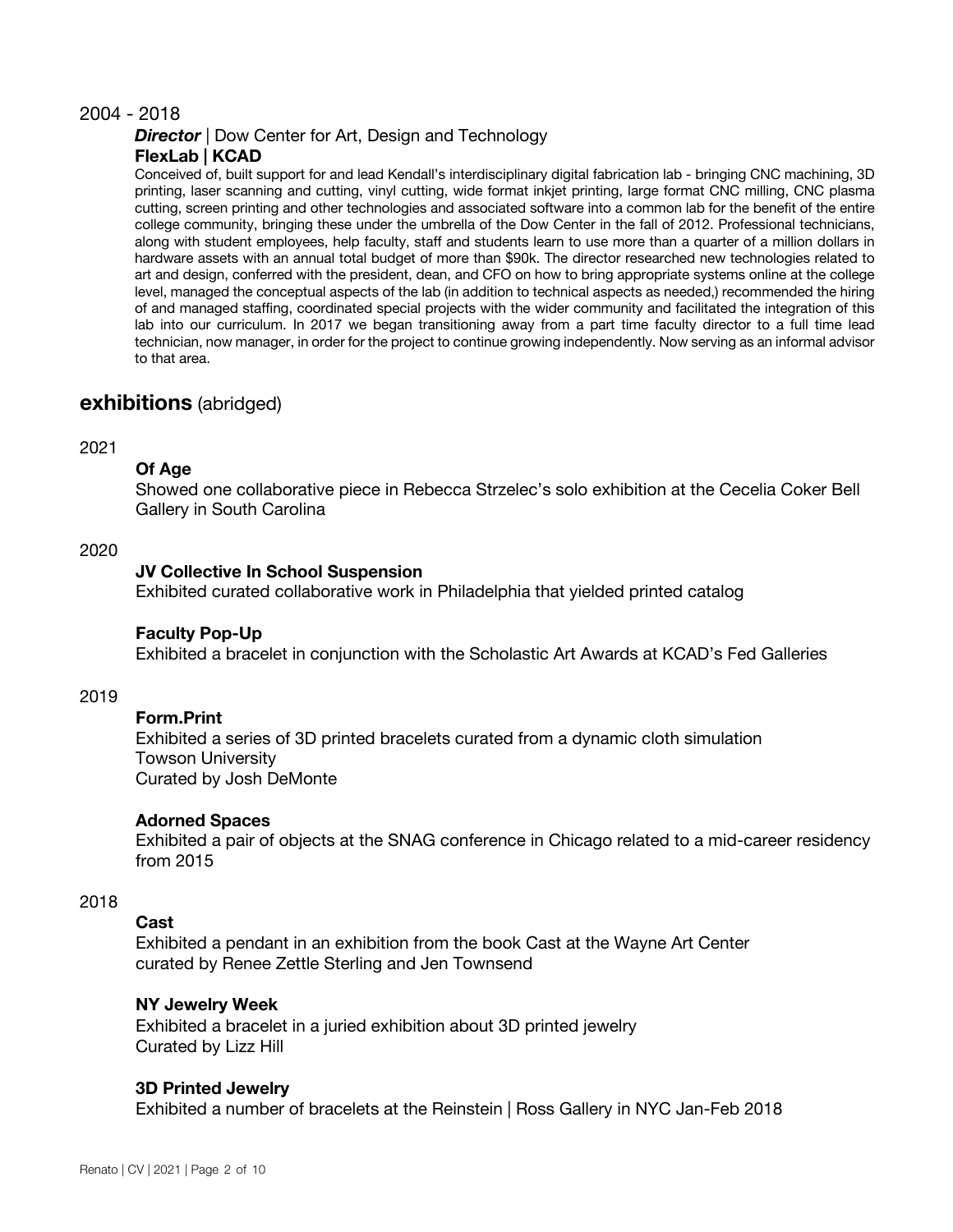2004 - 2018

***Director*** | Dow Center for Art, Design and Technology
**FlexLab | KCAD**

Conceived of, built support for and lead Kendall's interdisciplinary digital fabrication lab - bringing CNC machining, 3D printing, laser scanning and cutting, vinyl cutting, wide format inkjet printing, large format CNC milling, CNC plasma cutting, screen printing and other technologies and associated software into a common lab for the benefit of the entire college community, bringing these under the umbrella of the Dow Center in the fall of 2012. Professional technicians, along with student employees, help faculty, staff and students learn to use more than a quarter of a million dollars in hardware assets with an annual total budget of more than $90k. The director researched new technologies related to art and design, conferred with the president, dean, and CFO on how to bring appropriate systems online at the college level, managed the conceptual aspects of the lab (in addition to technical aspects as needed,) recommended the hiring of and managed staffing, coordinated special projects with the wider community and facilitated the integration of this lab into our curriculum. In 2017 we began transitioning away from a part time faculty director to a full time lead technician, now manager, in order for the project to continue growing independently. Now serving as an informal advisor to that area.

## exhibitions (abridged)

2021

**Of Age**
Showed one collaborative piece in Rebecca Strzelec's solo exhibition at the Cecelia Coker Bell Gallery in South Carolina

2020

**JV Collective In School Suspension**
Exhibited curated collaborative work in Philadelphia that yielded printed catalog

**Faculty Pop-Up**
Exhibited a bracelet in conjunction with the Scholastic Art Awards at KCAD's Fed Galleries

2019

**Form.Print**
Exhibited a series of 3D printed bracelets curated from a dynamic cloth simulation
Towson University
Curated by Josh DeMonte

**Adorned Spaces**
Exhibited a pair of objects at the SNAG conference in Chicago related to a mid-career residency from 2015

2018

**Cast**
Exhibited a pendant in an exhibition from the book Cast at the Wayne Art Center
curated by Renee Zettle Sterling and Jen Townsend

**NY Jewelry Week**
Exhibited a bracelet in a juried exhibition about 3D printed jewelry
Curated by Lizz Hill

**3D Printed Jewelry**
Exhibited a number of bracelets at the Reinstein | Ross Gallery in NYC Jan-Feb 2018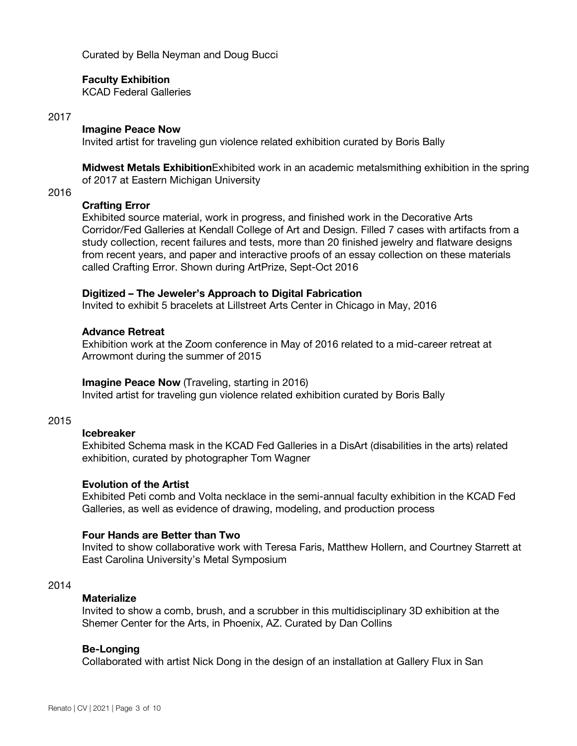Curated by Bella Neyman and Doug Bucci

**Faculty Exhibition**
KCAD Federal Galleries

2017

**Imagine Peace Now**
Invited artist for traveling gun violence related exhibition curated by Boris Bally

**Midwest Metals Exhibition**Exhibited work in an academic metalsmithing exhibition in the spring of 2017 at Eastern Michigan University

2016

**Crafting Error**
Exhibited source material, work in progress, and finished work in the Decorative Arts Corridor/Fed Galleries at Kendall College of Art and Design. Filled 7 cases with artifacts from a study collection, recent failures and tests, more than 20 finished jewelry and flatware designs from recent years, and paper and interactive proofs of an essay collection on these materials called Crafting Error. Shown during ArtPrize, Sept-Oct 2016

**Digitized – The Jeweler's Approach to Digital Fabrication**
Invited to exhibit 5 bracelets at Lillstreet Arts Center in Chicago in May, 2016

**Advance Retreat**
Exhibition work at the Zoom conference in May of 2016 related to a mid-career retreat at Arrowmont during the summer of 2015

**Imagine Peace Now** (Traveling, starting in 2016)
Invited artist for traveling gun violence related exhibition curated by Boris Bally

2015

**Icebreaker**
Exhibited Schema mask in the KCAD Fed Galleries in a DisArt (disabilities in the arts) related exhibition, curated by photographer Tom Wagner

**Evolution of the Artist**
Exhibited Peti comb and Volta necklace in the semi-annual faculty exhibition in the KCAD Fed Galleries, as well as evidence of drawing, modeling, and production process

**Four Hands are Better than Two**
Invited to show collaborative work with Teresa Faris, Matthew Hollern, and Courtney Starrett at East Carolina University's Metal Symposium

2014

**Materialize**
Invited to show a comb, brush, and a scrubber in this multidisciplinary 3D exhibition at the Shemer Center for the Arts, in Phoenix, AZ. Curated by Dan Collins

**Be-Longing**
Collaborated with artist Nick Dong in the design of an installation at Gallery Flux in San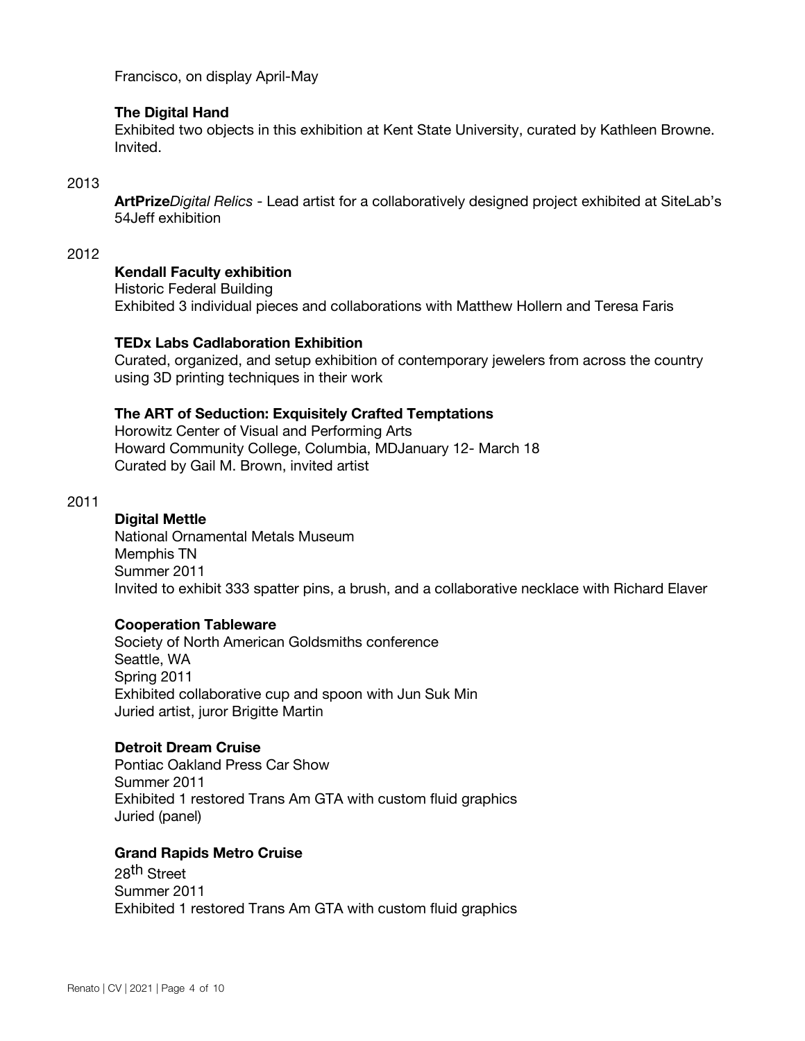Francisco, on display April-May

**The Digital Hand**
Exhibited two objects in this exhibition at Kent State University, curated by Kathleen Browne. Invited.

2013

**ArtPrize***Digital Relics* - Lead artist for a collaboratively designed project exhibited at SiteLab's 54Jeff exhibition

2012

**Kendall Faculty exhibition**
Historic Federal Building
Exhibited 3 individual pieces and collaborations with Matthew Hollern and Teresa Faris

**TEDx Labs Cadlaboration Exhibition**
Curated, organized, and setup exhibition of contemporary jewelers from across the country using 3D printing techniques in their work

**The ART of Seduction: Exquisitely Crafted Temptations**
Horowitz Center of Visual and Performing Arts
Howard Community College, Columbia, MDJanuary 12- March 18
Curated by Gail M. Brown, invited artist

2011

**Digital Mettle**
National Ornamental Metals Museum
Memphis TN
Summer 2011
Invited to exhibit 333 spatter pins, a brush, and a collaborative necklace with Richard Elaver

**Cooperation Tableware**
Society of North American Goldsmiths conference
Seattle, WA
Spring 2011
Exhibited collaborative cup and spoon with Jun Suk Min
Juried artist, juror Brigitte Martin

**Detroit Dream Cruise**
Pontiac Oakland Press Car Show
Summer 2011
Exhibited 1 restored Trans Am GTA with custom fluid graphics
Juried (panel)

**Grand Rapids Metro Cruise**
28th Street
Summer 2011
Exhibited 1 restored Trans Am GTA with custom fluid graphics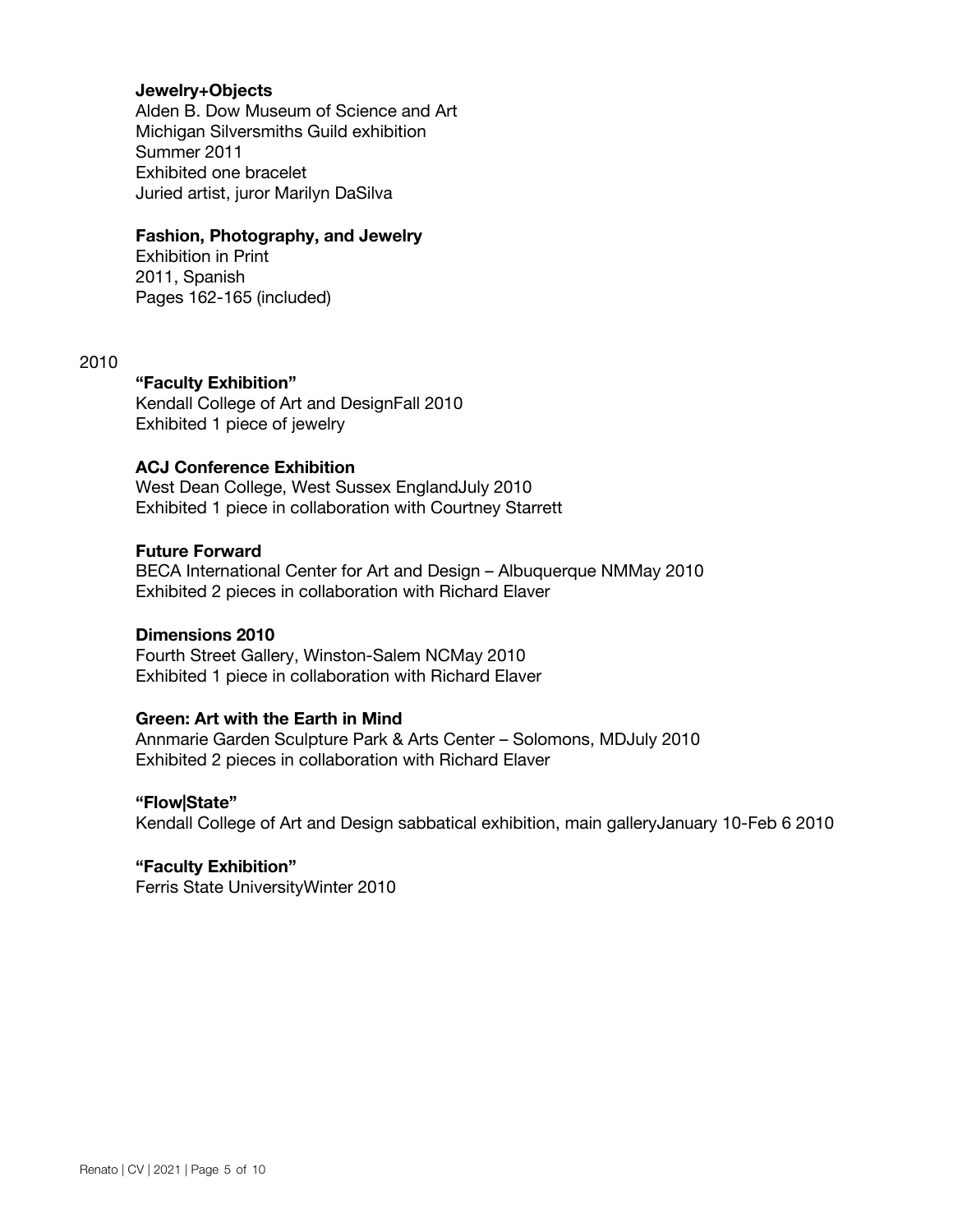**Jewelry+Objects**
Alden B. Dow Museum of Science and Art
Michigan Silversmiths Guild exhibition
Summer 2011
Exhibited one bracelet
Juried artist, juror Marilyn DaSilva

**Fashion, Photography, and Jewelry**
Exhibition in Print
2011, Spanish
Pages 162-165 (included)

2010

**"Faculty Exhibition"**
Kendall College of Art and DesignFall 2010
Exhibited 1 piece of jewelry

**ACJ Conference Exhibition**
West Dean College, West Sussex EnglandJuly 2010
Exhibited 1 piece in collaboration with Courtney Starrett

**Future Forward**
BECA International Center for Art and Design – Albuquerque NMMay 2010
Exhibited 2 pieces in collaboration with Richard Elaver

**Dimensions 2010**
Fourth Street Gallery, Winston-Salem NCMay 2010
Exhibited 1 piece in collaboration with Richard Elaver

**Green: Art with the Earth in Mind**
Annmarie Garden Sculpture Park & Arts Center – Solomons, MDJuly 2010
Exhibited 2 pieces in collaboration with Richard Elaver

**"Flow|State"**
Kendall College of Art and Design sabbatical exhibition, main galleryJanuary 10-Feb 6 2010

**"Faculty Exhibition"**
Ferris State UniversityWinter 2010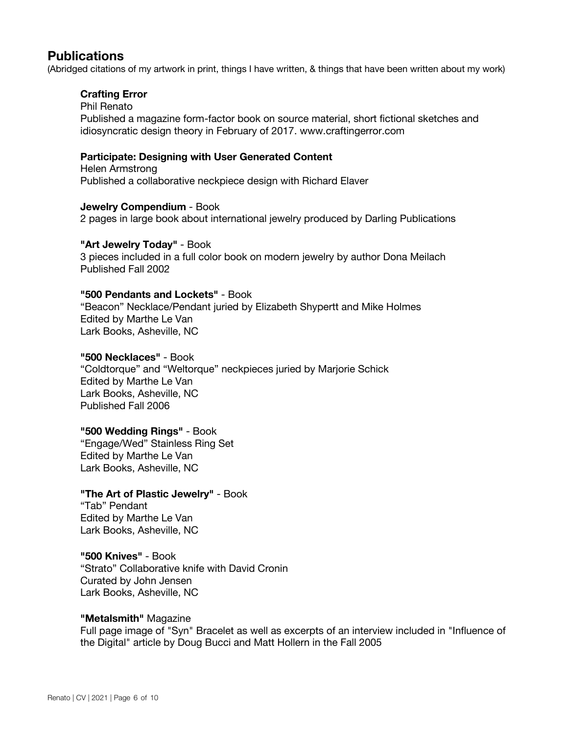## Publications

(Abridged citations of my artwork in print, things I have written, & things that have been written about my work)

**Crafting Error**
Phil Renato
Published a magazine form-factor book on source material, short fictional sketches and idiosyncratic design theory in February of 2017. www.craftingerror.com

**Participate: Designing with User Generated Content**
Helen Armstrong
Published a collaborative neckpiece design with Richard Elaver

**Jewelry Compendium** - Book
2 pages in large book about international jewelry produced by Darling Publications

**"Art Jewelry Today"** - Book
3 pieces included in a full color book on modern jewelry by author Dona Meilach
Published Fall 2002

**"500 Pendants and Lockets"** - Book
"Beacon" Necklace/Pendant juried by Elizabeth Shypertt and Mike Holmes
Edited by Marthe Le Van
Lark Books, Asheville, NC

**"500 Necklaces"** - Book
"Coldtorque" and "Weltorque" neckpieces juried by Marjorie Schick
Edited by Marthe Le Van
Lark Books, Asheville, NC
Published Fall 2006

**"500 Wedding Rings"** - Book
"Engage/Wed" Stainless Ring Set
Edited by Marthe Le Van
Lark Books, Asheville, NC

**"The Art of Plastic Jewelry"** - Book
"Tab" Pendant
Edited by Marthe Le Van
Lark Books, Asheville, NC

**"500 Knives"** - Book
"Strato" Collaborative knife with David Cronin
Curated by John Jensen
Lark Books, Asheville, NC

**"Metalsmith"** Magazine
Full page image of "Syn" Bracelet as well as excerpts of an interview included in "Influence of the Digital" article by Doug Bucci and Matt Hollern in the Fall 2005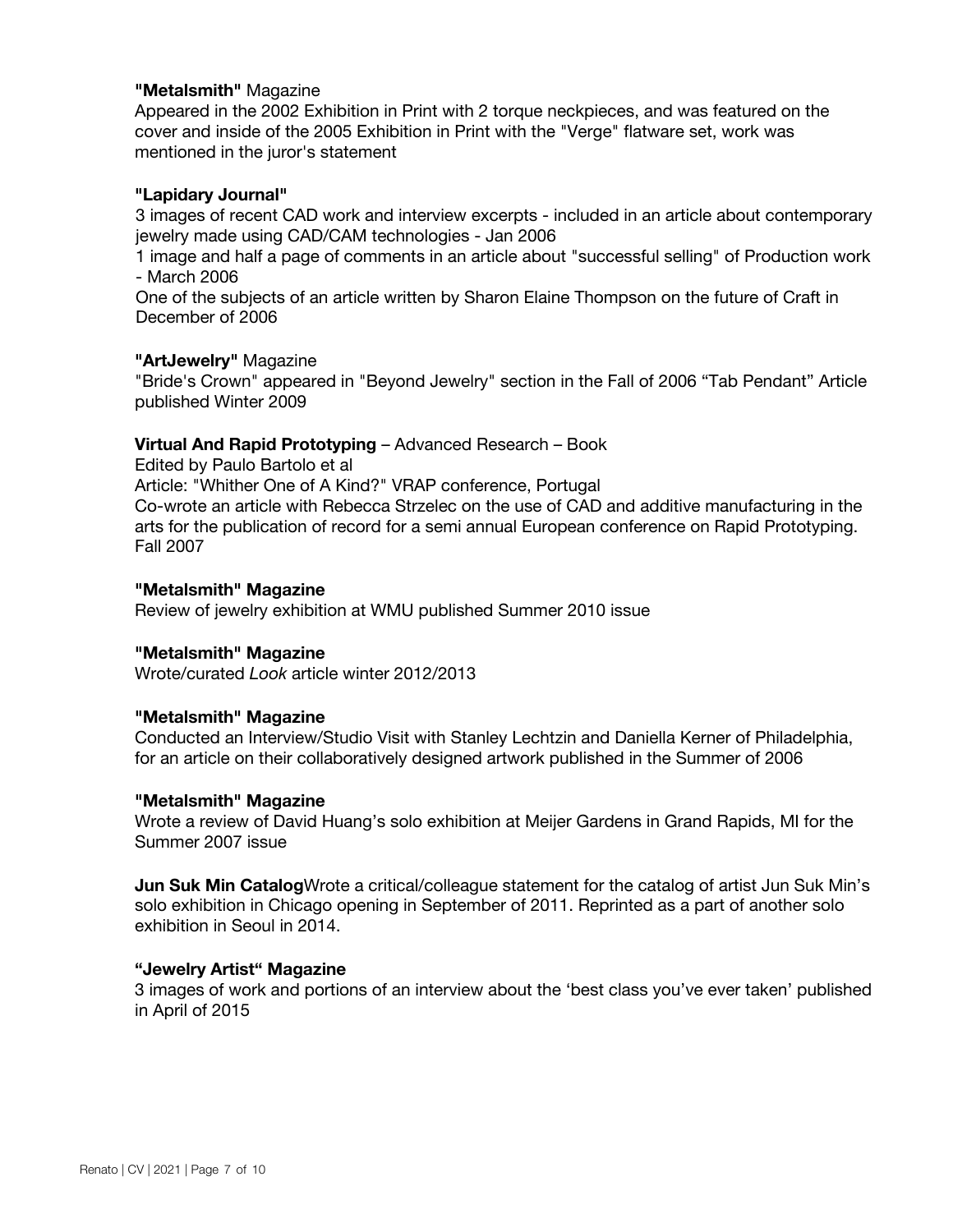**"Metalsmith"** Magazine

Appeared in the 2002 Exhibition in Print with 2 torque neckpieces, and was featured on the cover and inside of the 2005 Exhibition in Print with the "Verge" flatware set, work was mentioned in the juror's statement

**"Lapidary Journal"**

3 images of recent CAD work and interview excerpts - included in an article about contemporary jewelry made using CAD/CAM technologies - Jan 2006

1 image and half a page of comments in an article about "successful selling" of Production work - March 2006

One of the subjects of an article written by Sharon Elaine Thompson on the future of Craft in December of 2006

**"ArtJewelry"** Magazine

"Bride's Crown" appeared in "Beyond Jewelry" section in the Fall of 2006 “Tab Pendant” Article published Winter 2009

**Virtual And Rapid Prototyping** – Advanced Research – Book

Edited by Paulo Bartolo et al

Article: "Whither One of A Kind?" VRAP conference, Portugal

Co-wrote an article with Rebecca Strzelec on the use of CAD and additive manufacturing in the arts for the publication of record for a semi annual European conference on Rapid Prototyping. Fall 2007

**"Metalsmith" Magazine**

Review of jewelry exhibition at WMU published Summer 2010 issue

**"Metalsmith" Magazine**

Wrote/curated *Look* article winter 2012/2013

**"Metalsmith" Magazine**

Conducted an Interview/Studio Visit with Stanley Lechtzin and Daniella Kerner of Philadelphia, for an article on their collaboratively designed artwork published in the Summer of 2006

**"Metalsmith" Magazine**

Wrote a review of David Huang’s solo exhibition at Meijer Gardens in Grand Rapids, MI for the Summer 2007 issue

**Jun Suk Min Catalog**Wrote a critical/colleague statement for the catalog of artist Jun Suk Min’s solo exhibition in Chicago opening in September of 2011. Reprinted as a part of another solo exhibition in Seoul in 2014.

**“Jewelry Artist“ Magazine**

3 images of work and portions of an interview about the ‘best class you’ve ever taken’ published in April of 2015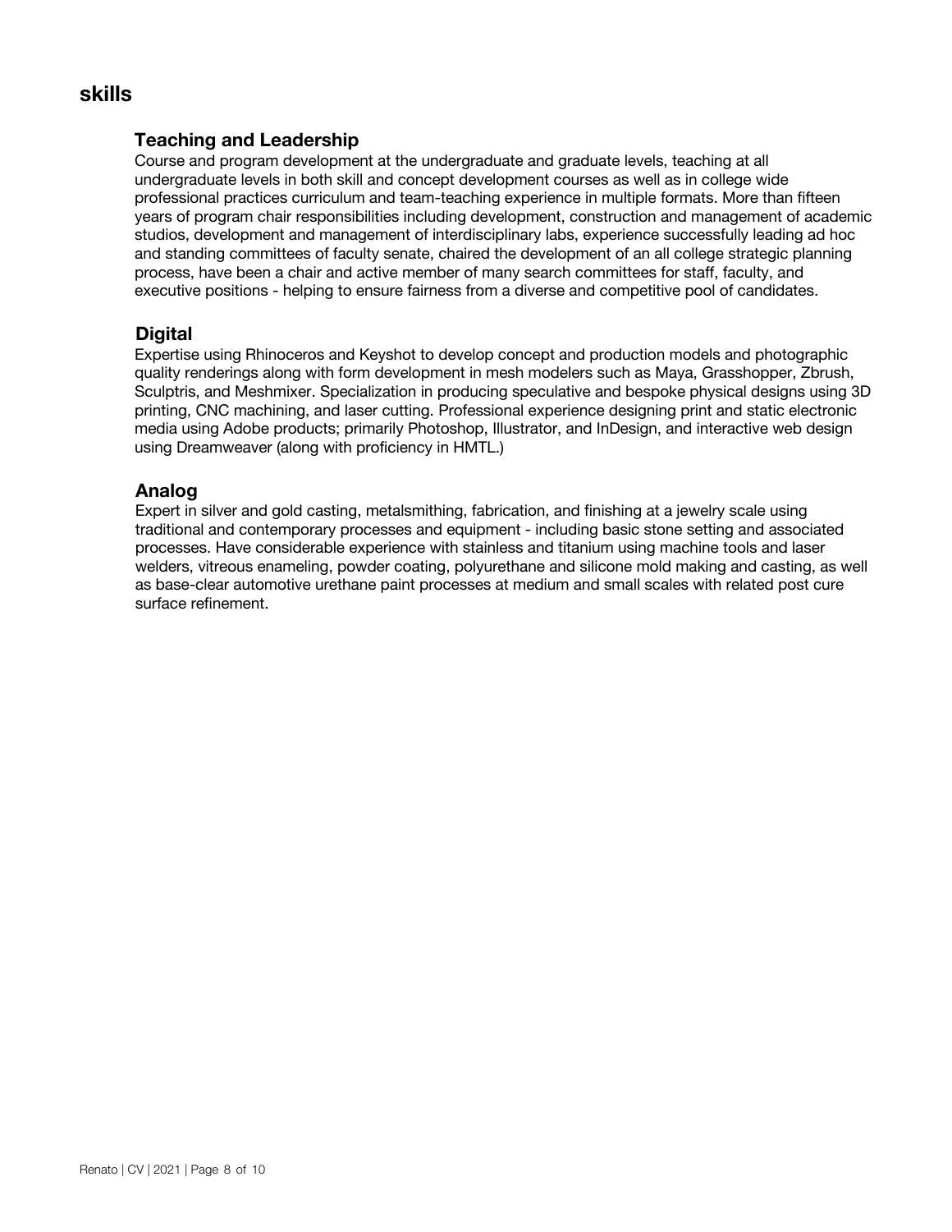## skills

### Teaching and Leadership

Course and program development at the undergraduate and graduate levels, teaching at all undergraduate levels in both skill and concept development courses as well as in college wide professional practices curriculum and team-teaching experience in multiple formats. More than fifteen years of program chair responsibilities including development, construction and management of academic studios, development and management of interdisciplinary labs, experience successfully leading ad hoc and standing committees of faculty senate, chaired the development of an all college strategic planning process, have been a chair and active member of many search committees for staff, faculty, and executive positions - helping to ensure fairness from a diverse and competitive pool of candidates.

### Digital

Expertise using Rhinoceros and Keyshot to develop concept and production models and photographic quality renderings along with form development in mesh modelers such as Maya, Grasshopper, Zbrush, Sculptris, and Meshmixer. Specialization in producing speculative and bespoke physical designs using 3D printing, CNC machining, and laser cutting. Professional experience designing print and static electronic media using Adobe products; primarily Photoshop, Illustrator, and InDesign, and interactive web design using Dreamweaver (along with proficiency in HMTL.)

### Analog

Expert in silver and gold casting, metalsmithing, fabrication, and finishing at a jewelry scale using traditional and contemporary processes and equipment - including basic stone setting and associated processes. Have considerable experience with stainless and titanium using machine tools and laser welders, vitreous enameling, powder coating, polyurethane and silicone mold making and casting, as well as base-clear automotive urethane paint processes at medium and small scales with related post cure surface refinement.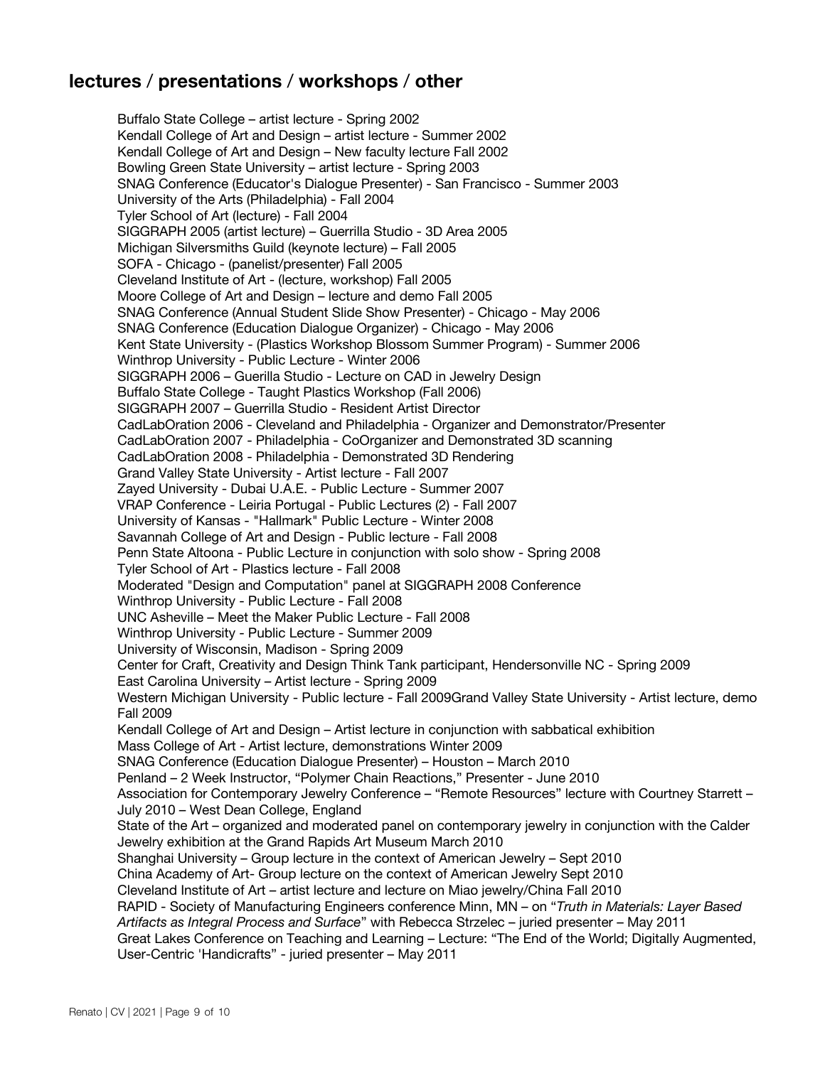## lectures / presentations / workshops / other

Buffalo State College – artist lecture - Spring 2002
Kendall College of Art and Design – artist lecture - Summer 2002
Kendall College of Art and Design – New faculty lecture Fall 2002
Bowling Green State University – artist lecture - Spring 2003
SNAG Conference (Educator's Dialogue Presenter) - San Francisco - Summer 2003
University of the Arts (Philadelphia) - Fall 2004
Tyler School of Art (lecture) - Fall 2004
SIGGRAPH 2005 (artist lecture) – Guerrilla Studio - 3D Area 2005
Michigan Silversmiths Guild (keynote lecture) – Fall 2005
SOFA - Chicago - (panelist/presenter) Fall 2005
Cleveland Institute of Art - (lecture, workshop) Fall 2005
Moore College of Art and Design – lecture and demo Fall 2005
SNAG Conference (Annual Student Slide Show Presenter) - Chicago - May 2006
SNAG Conference (Education Dialogue Organizer) - Chicago - May 2006
Kent State University - (Plastics Workshop Blossom Summer Program) - Summer 2006
Winthrop University - Public Lecture - Winter 2006
SIGGRAPH 2006 – Guerilla Studio - Lecture on CAD in Jewelry Design
Buffalo State College - Taught Plastics Workshop (Fall 2006)
SIGGRAPH 2007 – Guerrilla Studio - Resident Artist Director
CadLabOration 2006 - Cleveland and Philadelphia - Organizer and Demonstrator/Presenter
CadLabOration 2007 - Philadelphia - CoOrganizer and Demonstrated 3D scanning
CadLabOration 2008 - Philadelphia - Demonstrated 3D Rendering
Grand Valley State University - Artist lecture - Fall 2007
Zayed University - Dubai U.A.E. - Public Lecture - Summer 2007
VRAP Conference - Leiria Portugal - Public Lectures (2) - Fall 2007
University of Kansas - "Hallmark" Public Lecture - Winter 2008
Savannah College of Art and Design - Public lecture - Fall 2008
Penn State Altoona - Public Lecture in conjunction with solo show - Spring 2008
Tyler School of Art - Plastics lecture - Fall 2008
Moderated "Design and Computation" panel at SIGGRAPH 2008 Conference
Winthrop University - Public Lecture - Fall 2008
UNC Asheville – Meet the Maker Public Lecture - Fall 2008
Winthrop University - Public Lecture - Summer 2009
University of Wisconsin, Madison - Spring 2009
Center for Craft, Creativity and Design Think Tank participant, Hendersonville NC - Spring 2009
East Carolina University – Artist lecture - Spring 2009
Western Michigan University - Public lecture - Fall 2009Grand Valley State University - Artist lecture, demo Fall 2009
Kendall College of Art and Design – Artist lecture in conjunction with sabbatical exhibition
Mass College of Art - Artist lecture, demonstrations Winter 2009
SNAG Conference (Education Dialogue Presenter) – Houston – March 2010
Penland – 2 Week Instructor, "Polymer Chain Reactions," Presenter - June 2010
Association for Contemporary Jewelry Conference – "Remote Resources" lecture with Courtney Starrett – July 2010 – West Dean College, England
State of the Art – organized and moderated panel on contemporary jewelry in conjunction with the Calder Jewelry exhibition at the Grand Rapids Art Museum March 2010
Shanghai University – Group lecture in the context of American Jewelry – Sept 2010
China Academy of Art- Group lecture on the context of American Jewelry Sept 2010
Cleveland Institute of Art – artist lecture and lecture on Miao jewelry/China Fall 2010
RAPID - Society of Manufacturing Engineers conference Minn, MN – on "*Truth in Materials: Layer Based Artifacts as Integral Process and Surface*" with Rebecca Strzelec – juried presenter – May 2011
Great Lakes Conference on Teaching and Learning – Lecture: "The End of the World; Digitally Augmented, User-Centric 'Handicrafts" - juried presenter – May 2011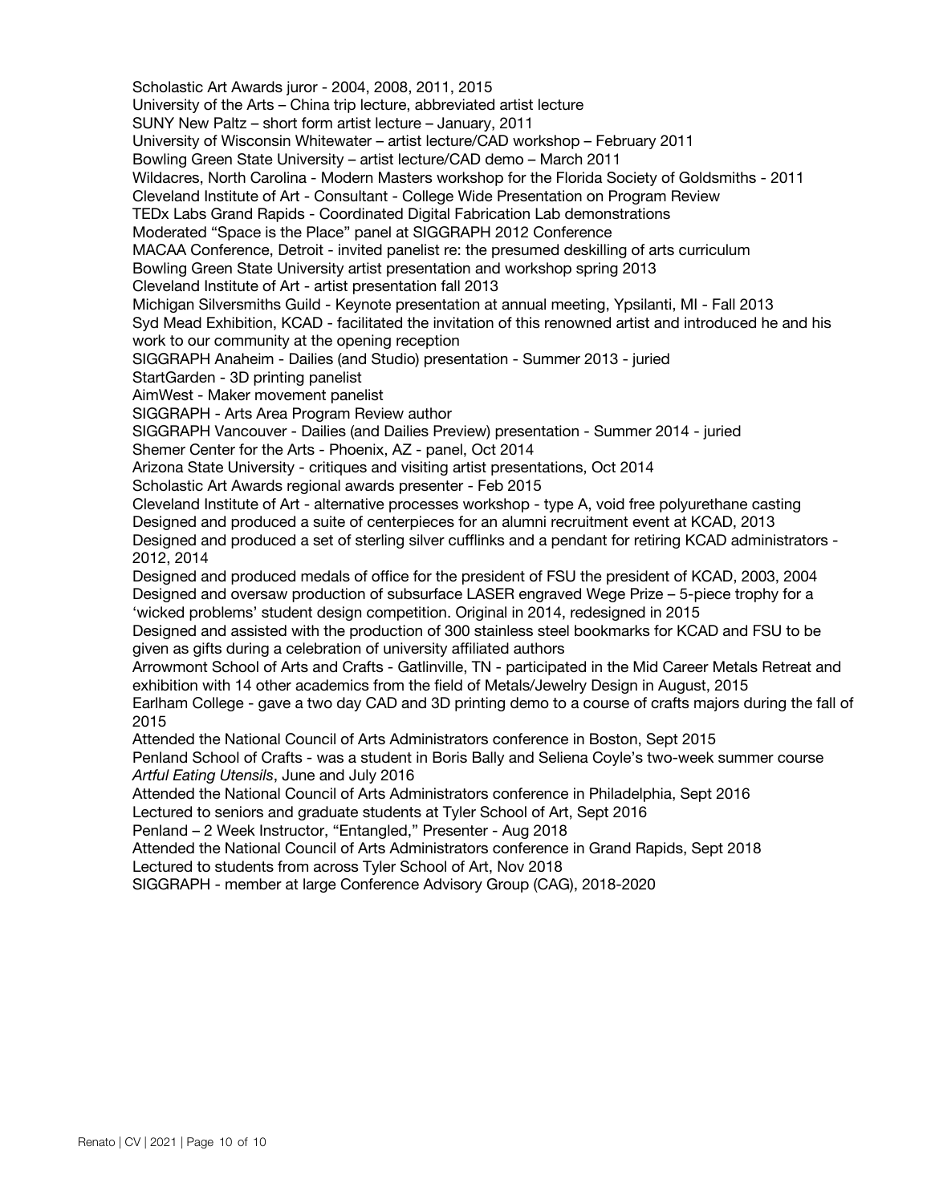Scholastic Art Awards juror - 2004, 2008, 2011, 2015
University of the Arts – China trip lecture, abbreviated artist lecture
SUNY New Paltz – short form artist lecture – January, 2011
University of Wisconsin Whitewater – artist lecture/CAD workshop – February 2011
Bowling Green State University – artist lecture/CAD demo – March 2011
Wildacres, North Carolina - Modern Masters workshop for the Florida Society of Goldsmiths - 2011
Cleveland Institute of Art - Consultant - College Wide Presentation on Program Review
TEDx Labs Grand Rapids - Coordinated Digital Fabrication Lab demonstrations
Moderated "Space is the Place" panel at SIGGRAPH 2012 Conference
MACAA Conference, Detroit - invited panelist re: the presumed deskilling of arts curriculum
Bowling Green State University artist presentation and workshop spring 2013
Cleveland Institute of Art - artist presentation fall 2013
Michigan Silversmiths Guild - Keynote presentation at annual meeting, Ypsilanti, MI - Fall 2013
Syd Mead Exhibition, KCAD - facilitated the invitation of this renowned artist and introduced he and his work to our community at the opening reception
SIGGRAPH Anaheim - Dailies (and Studio) presentation - Summer 2013 - juried
StartGarden - 3D printing panelist
AimWest - Maker movement panelist
SIGGRAPH - Arts Area Program Review author
SIGGRAPH Vancouver - Dailies (and Dailies Preview) presentation - Summer 2014 - juried
Shemer Center for the Arts - Phoenix, AZ - panel, Oct 2014
Arizona State University - critiques and visiting artist presentations, Oct 2014
Scholastic Art Awards regional awards presenter - Feb 2015
Cleveland Institute of Art - alternative processes workshop - type A, void free polyurethane casting
Designed and produced a suite of centerpieces for an alumni recruitment event at KCAD, 2013
Designed and produced a set of sterling silver cufflinks and a pendant for retiring KCAD administrators - 2012, 2014
Designed and produced medals of office for the president of FSU the president of KCAD, 2003, 2004
Designed and oversaw production of subsurface LASER engraved Wege Prize – 5-piece trophy for a 'wicked problems' student design competition. Original in 2014, redesigned in 2015
Designed and assisted with the production of 300 stainless steel bookmarks for KCAD and FSU to be given as gifts during a celebration of university affiliated authors
Arrowmont School of Arts and Crafts - Gatlinville, TN - participated in the Mid Career Metals Retreat and exhibition with 14 other academics from the field of Metals/Jewelry Design in August, 2015
Earlham College - gave a two day CAD and 3D printing demo to a course of crafts majors during the fall of 2015
Attended the National Council of Arts Administrators conference in Boston, Sept 2015
Penland School of Crafts - was a student in Boris Bally and Seliena Coyle's two-week summer course *Artful Eating Utensils*, June and July 2016
Attended the National Council of Arts Administrators conference in Philadelphia, Sept 2016
Lectured to seniors and graduate students at Tyler School of Art, Sept 2016
Penland – 2 Week Instructor, "Entangled," Presenter - Aug 2018
Attended the National Council of Arts Administrators conference in Grand Rapids, Sept 2018
Lectured to students from across Tyler School of Art, Nov 2018
SIGGRAPH - member at large Conference Advisory Group (CAG), 2018-2020